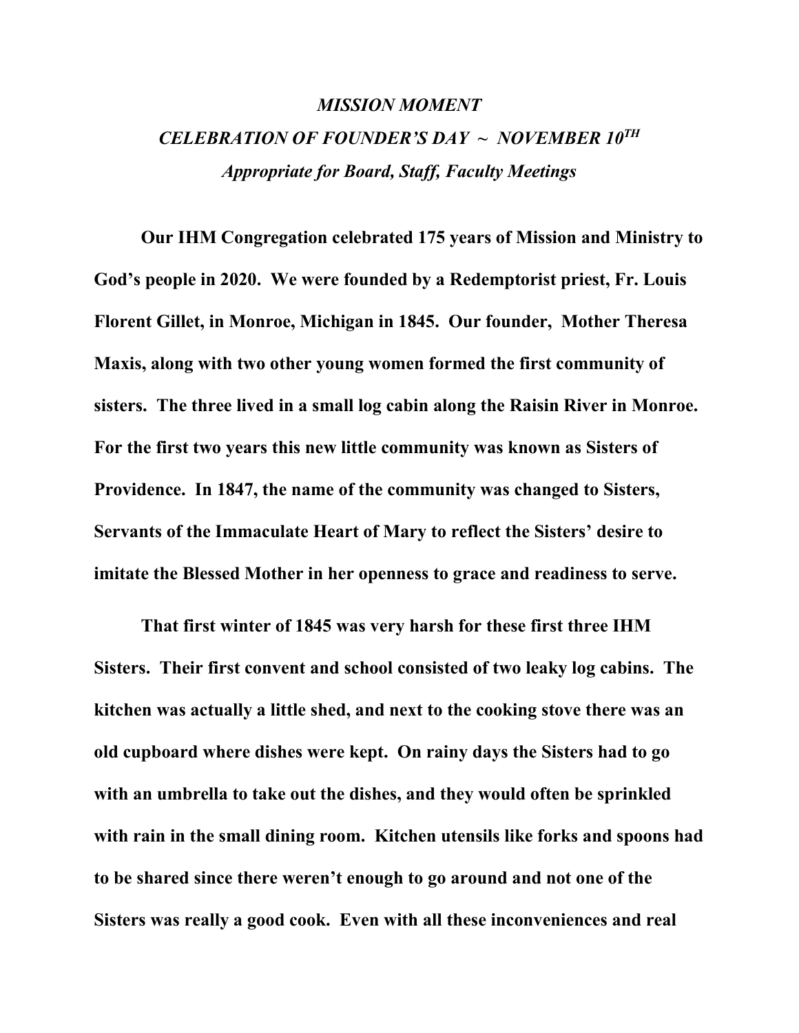***MISSION MOMENT***

***CELEBRATION OF FOUNDER'S DAY ~ NOVEMBER 10$^{TH}$***

***Appropriate for Board, Staff, Faculty Meetings***

**Our IHM Congregation celebrated 175 years of Mission and Ministry to God's people in 2020. We were founded by a Redemptorist priest, Fr. Louis Florent Gillet, in Monroe, Michigan in 1845. Our founder, Mother Theresa Maxis, along with two other young women formed the first community of sisters. The three lived in a small log cabin along the Raisin River in Monroe. For the first two years this new little community was known as Sisters of Providence. In 1847, the name of the community was changed to Sisters, Servants of the Immaculate Heart of Mary to reflect the Sisters' desire to imitate the Blessed Mother in her openness to grace and readiness to serve.**

**That first winter of 1845 was very harsh for these first three IHM Sisters. Their first convent and school consisted of two leaky log cabins. The kitchen was actually a little shed, and next to the cooking stove there was an old cupboard where dishes were kept. On rainy days the Sisters had to go with an umbrella to take out the dishes, and they would often be sprinkled with rain in the small dining room. Kitchen utensils like forks and spoons had to be shared since there weren't enough to go around and not one of the Sisters was really a good cook. Even with all these inconveniences and real**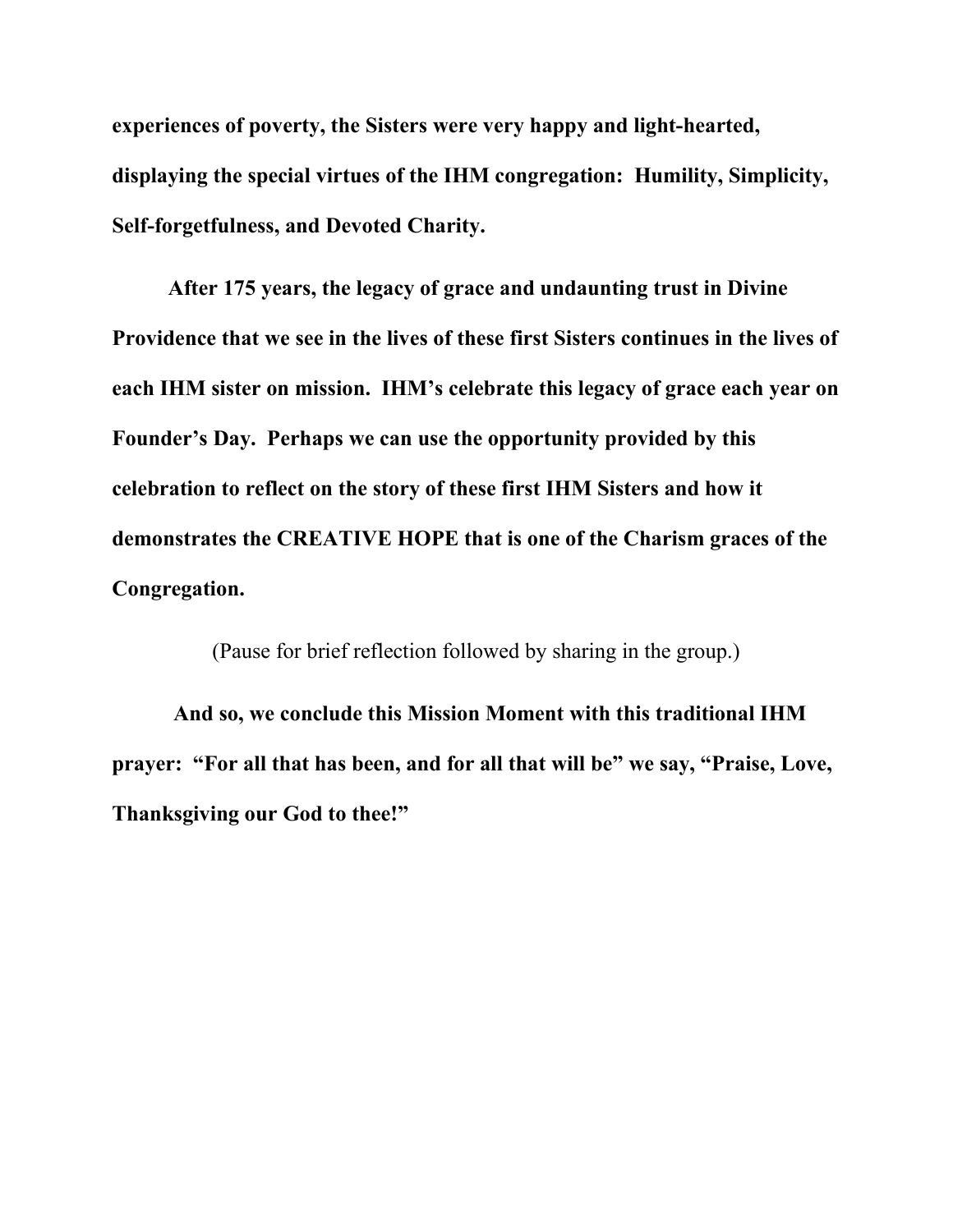**experiences of poverty, the Sisters were very happy and light-hearted, displaying the special virtues of the IHM congregation: Humility, Simplicity, Self-forgetfulness, and Devoted Charity.**

**After 175 years, the legacy of grace and undaunting trust in Divine Providence that we see in the lives of these first Sisters continues in the lives of each IHM sister on mission. IHM's celebrate this legacy of grace each year on Founder's Day. Perhaps we can use the opportunity provided by this celebration to reflect on the story of these first IHM Sisters and how it demonstrates the CREATIVE HOPE that is one of the Charism graces of the Congregation.**

(Pause for brief reflection followed by sharing in the group.)

**And so, we conclude this Mission Moment with this traditional IHM prayer: "For all that has been, and for all that will be" we say, "Praise, Love, Thanksgiving our God to thee!"**